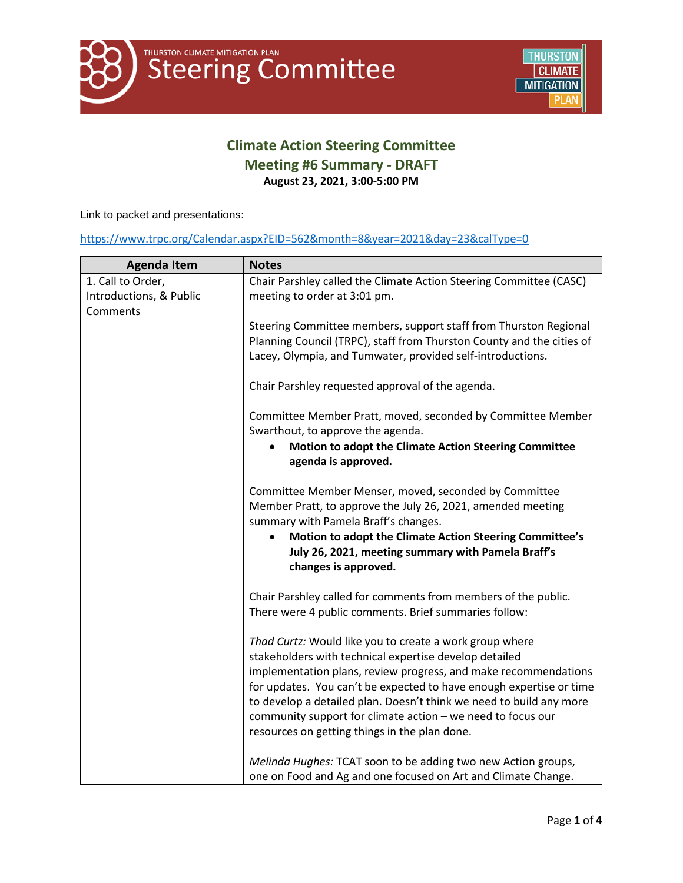THURSTON CLIMATE MITIGATION PLAN

# Steering Committee

## Climate Action Steering Committee
## Meeting #6 Summary - DRAFT
**August 23, 2021, 3:00-5:00 PM**

Link to packet and presentations:

https://www.trpc.org/Calendar.aspx?EID=562&month=8&year=2021&day=23&calType=0

| Agenda Item | Notes |
|---|---|
| 1. Call to Order, Introductions, & Public Comments | Chair Parshley called the Climate Action Steering Committee (CASC) meeting to order at 3:01 pm.<br><br>Steering Committee members, support staff from Thurston Regional Planning Council (TRPC), staff from Thurston County and the cities of Lacey, Olympia, and Tumwater, provided self-introductions.<br><br>Chair Parshley requested approval of the agenda.<br><br>Committee Member Pratt, moved, seconded by Committee Member Swarthout, to approve the agenda.<br>• **Motion to adopt the Climate Action Steering Committee agenda is approved.**<br><br>Committee Member Menser, moved, seconded by Committee Member Pratt, to approve the July 26, 2021, amended meeting summary with Pamela Braff's changes.<br>• **Motion to adopt the Climate Action Steering Committee's July 26, 2021, meeting summary with Pamela Braff's changes is approved.**<br><br>Chair Parshley called for comments from members of the public. There were 4 public comments. Brief summaries follow:<br><br>*Thad Curtz:* Would like you to create a work group where stakeholders with technical expertise develop detailed implementation plans, review progress, and make recommendations for updates. You can't be expected to have enough expertise or time to develop a detailed plan. Doesn't think we need to build any more community support for climate action – we need to focus our resources on getting things in the plan done.<br><br>*Melinda Hughes:* TCAT soon to be adding two new Action groups, one on Food and Ag and one focused on Art and Climate Change. |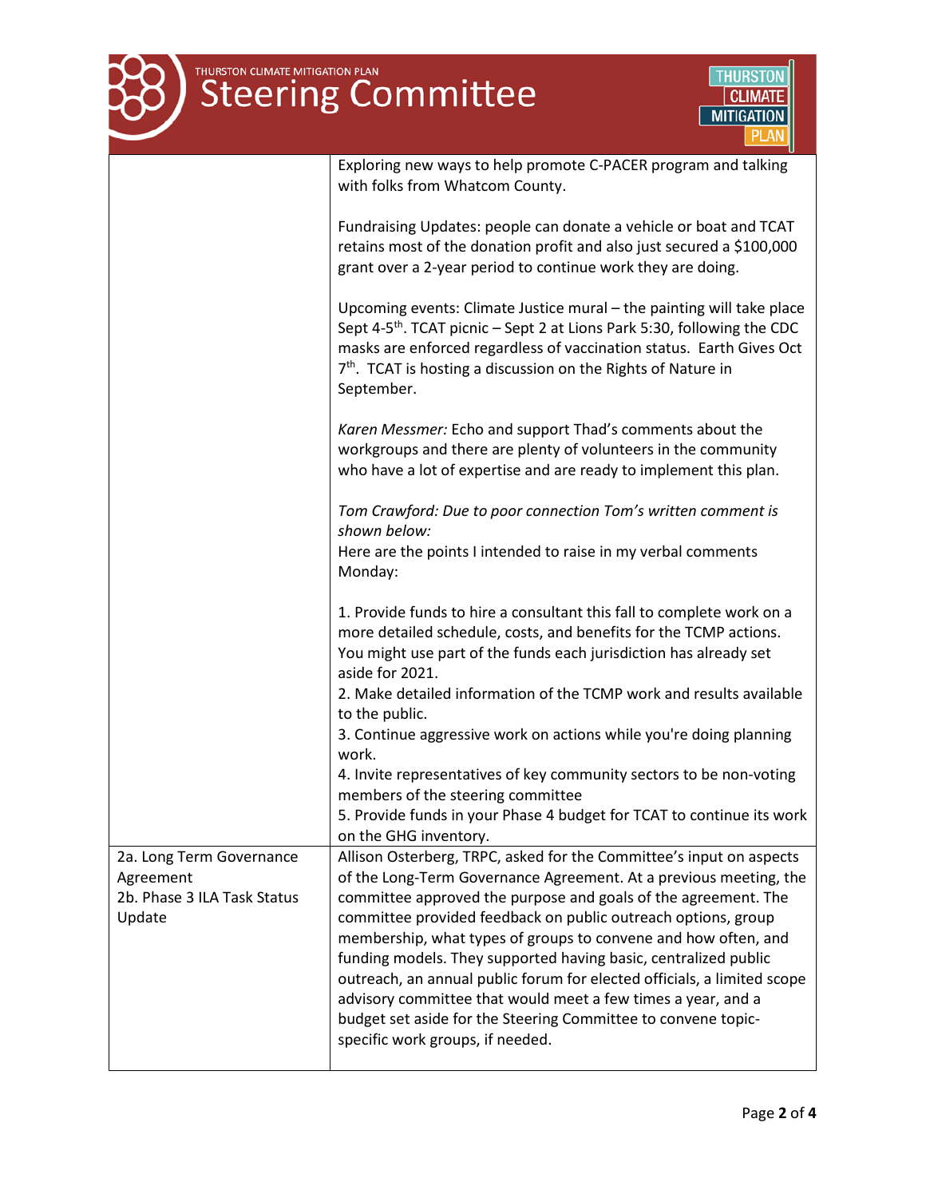| | |
|---|---|
| | Exploring new ways to help promote C-PACER program and talking with folks from Whatcom County.<br><br>Fundraising Updates: people can donate a vehicle or boat and TCAT retains most of the donation profit and also just secured a $100,000 grant over a 2-year period to continue work they are doing.<br><br>Upcoming events: Climate Justice mural – the painting will take place Sept 4-5th. TCAT picnic – Sept 2 at Lions Park 5:30, following the CDC masks are enforced regardless of vaccination status. Earth Gives Oct 7th. TCAT is hosting a discussion on the Rights of Nature in September.<br><br>*Karen Messmer:* Echo and support Thad's comments about the workgroups and there are plenty of volunteers in the community who have a lot of expertise and are ready to implement this plan.<br><br>*Tom Crawford: Due to poor connection Tom's written comment is shown below:*<br>Here are the points I intended to raise in my verbal comments Monday:<br><br>1. Provide funds to hire a consultant this fall to complete work on a more detailed schedule, costs, and benefits for the TCMP actions. You might use part of the funds each jurisdiction has already set aside for 2021.<br>2. Make detailed information of the TCMP work and results available to the public.<br>3. Continue aggressive work on actions while you're doing planning work.<br>4. Invite representatives of key community sectors to be non-voting members of the steering committee<br>5. Provide funds in your Phase 4 budget for TCAT to continue its work on the GHG inventory. |
| 2a. Long Term Governance Agreement<br>2b. Phase 3 ILA Task Status Update | Allison Osterberg, TRPC, asked for the Committee's input on aspects of the Long-Term Governance Agreement. At a previous meeting, the committee approved the purpose and goals of the agreement. The committee provided feedback on public outreach options, group membership, what types of groups to convene and how often, and funding models. They supported having basic, centralized public outreach, an annual public forum for elected officials, a limited scope advisory committee that would meet a few times a year, and a budget set aside for the Steering Committee to convene topic-specific work groups, if needed. |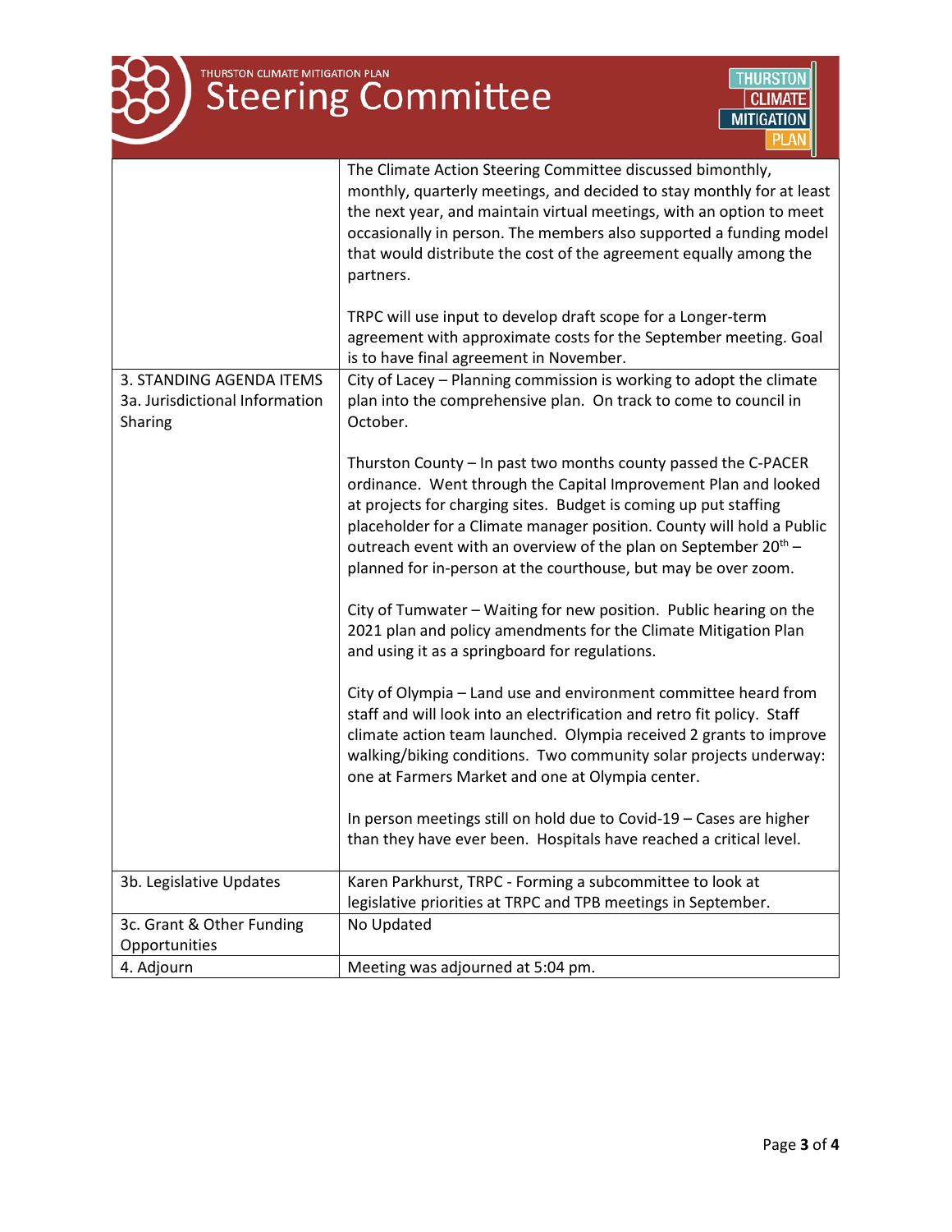| | |
|---|---|
| | The Climate Action Steering Committee discussed bimonthly, monthly, quarterly meetings, and decided to stay monthly for at least the next year, and maintain virtual meetings, with an option to meet occasionally in person. The members also supported a funding model that would distribute the cost of the agreement equally among the partners.<br><br>TRPC will use input to develop draft scope for a Longer-term agreement with approximate costs for the September meeting. Goal is to have final agreement in November. |
| 3. STANDING AGENDA ITEMS<br>3a. Jurisdictional Information Sharing | City of Lacey – Planning commission is working to adopt the climate plan into the comprehensive plan. On track to come to council in October.<br><br>Thurston County – In past two months county passed the C-PACER ordinance. Went through the Capital Improvement Plan and looked at projects for charging sites. Budget is coming up put staffing placeholder for a Climate manager position. County will hold a Public outreach event with an overview of the plan on September 20th – planned for in-person at the courthouse, but may be over zoom.<br><br>City of Tumwater – Waiting for new position. Public hearing on the 2021 plan and policy amendments for the Climate Mitigation Plan and using it as a springboard for regulations.<br><br>City of Olympia – Land use and environment committee heard from staff and will look into an electrification and retro fit policy. Staff climate action team launched. Olympia received 2 grants to improve walking/biking conditions. Two community solar projects underway: one at Farmers Market and one at Olympia center.<br><br>In person meetings still on hold due to Covid-19 – Cases are higher than they have ever been. Hospitals have reached a critical level. |
| 3b. Legislative Updates | Karen Parkhurst, TRPC - Forming a subcommittee to look at legislative priorities at TRPC and TPB meetings in September. |
| 3c. Grant & Other Funding Opportunities | No Updated |
| 4. Adjourn | Meeting was adjourned at 5:04 pm. |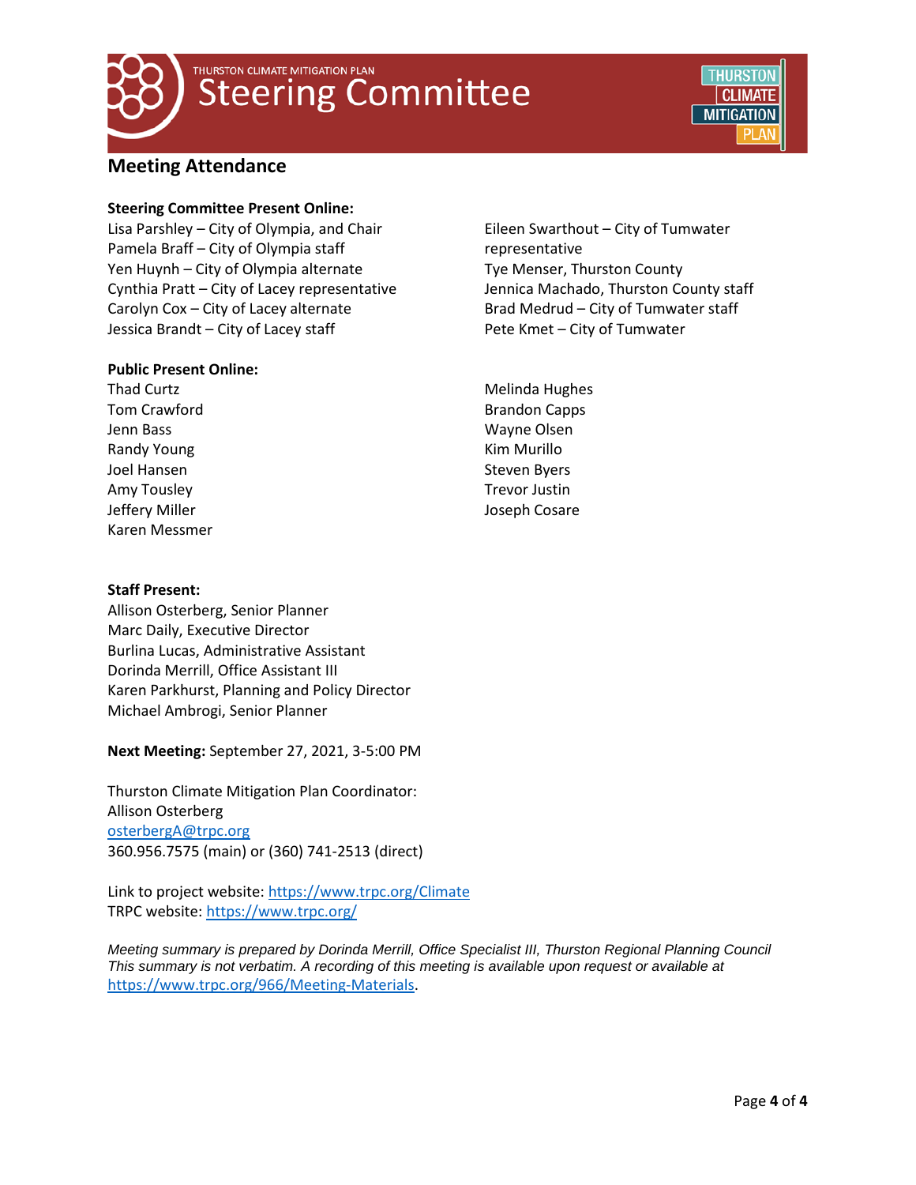## Meeting Attendance

**Steering Committee Present Online:**

Lisa Parshley – City of Olympia, and Chair
Pamela Braff – City of Olympia staff
Yen Huynh – City of Olympia alternate
Cynthia Pratt – City of Lacey representative
Carolyn Cox – City of Lacey alternate
Jessica Brandt – City of Lacey staff
Eileen Swarthout – City of Tumwater representative
Tye Menser, Thurston County
Jennica Machado, Thurston County staff
Brad Medrud – City of Tumwater staff
Pete Kmet – City of Tumwater

**Public Present Online:**

Thad Curtz
Tom Crawford
Jenn Bass
Randy Young
Joel Hansen
Amy Tousley
Jeffery Miller
Karen Messmer
Melinda Hughes
Brandon Capps
Wayne Olsen
Kim Murillo
Steven Byers
Trevor Justin
Joseph Cosare

**Staff Present:**

Allison Osterberg, Senior Planner
Marc Daily, Executive Director
Burlina Lucas, Administrative Assistant
Dorinda Merrill, Office Assistant III
Karen Parkhurst, Planning and Policy Director
Michael Ambrogi, Senior Planner

**Next Meeting:** September 27, 2021, 3-5:00 PM

Thurston Climate Mitigation Plan Coordinator:
Allison Osterberg
osterbergA@trpc.org
360.956.7575 (main) or (360) 741-2513 (direct)

Link to project website: https://www.trpc.org/Climate
TRPC website: https://www.trpc.org/

*Meeting summary is prepared by Dorinda Merrill, Office Specialist III, Thurston Regional Planning Council*
*This summary is not verbatim. A recording of this meeting is available upon request or available at* https://www.trpc.org/966/Meeting-Materials.